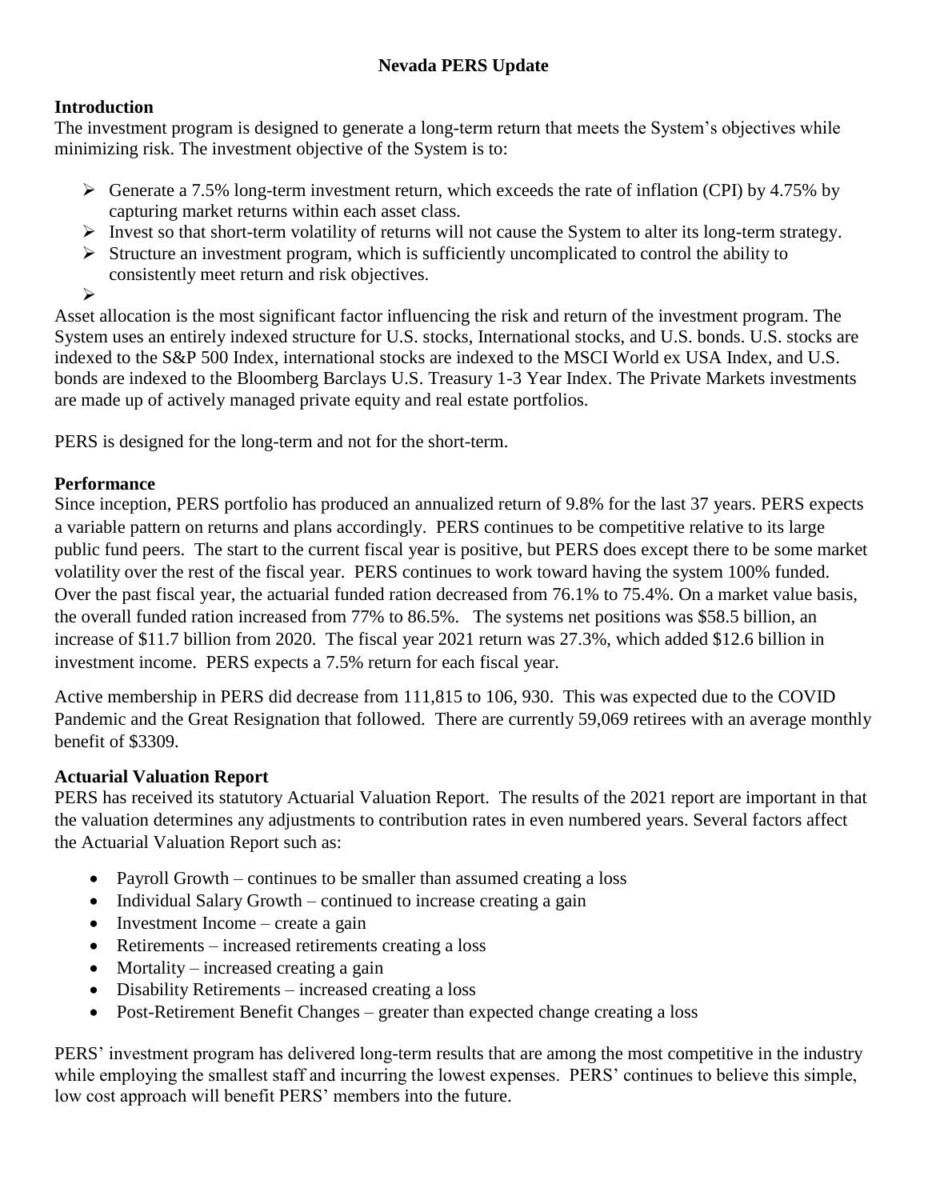# Nevada PERS Update

## Introduction

The investment program is designed to generate a long-term return that meets the System's objectives while minimizing risk. The investment objective of the System is to:

- Generate a 7.5% long-term investment return, which exceeds the rate of inflation (CPI) by 4.75% by capturing market returns within each asset class.
- Invest so that short-term volatility of returns will not cause the System to alter its long-term strategy.
- Structure an investment program, which is sufficiently uncomplicated to control the ability to consistently meet return and risk objectives.
- 

Asset allocation is the most significant factor influencing the risk and return of the investment program. The System uses an entirely indexed structure for U.S. stocks, International stocks, and U.S. bonds. U.S. stocks are indexed to the S&P 500 Index, international stocks are indexed to the MSCI World ex USA Index, and U.S. bonds are indexed to the Bloomberg Barclays U.S. Treasury 1-3 Year Index. The Private Markets investments are made up of actively managed private equity and real estate portfolios.

PERS is designed for the long-term and not for the short-term.

## Performance

Since inception, PERS portfolio has produced an annualized return of 9.8% for the last 37 years. PERS expects a variable pattern on returns and plans accordingly. PERS continues to be competitive relative to its large public fund peers. The start to the current fiscal year is positive, but PERS does except there to be some market volatility over the rest of the fiscal year. PERS continues to work toward having the system 100% funded. Over the past fiscal year, the actuarial funded ration decreased from 76.1% to 75.4%. On a market value basis, the overall funded ration increased from 77% to 86.5%. The systems net positions was $58.5 billion, an increase of $11.7 billion from 2020. The fiscal year 2021 return was 27.3%, which added $12.6 billion in investment income. PERS expects a 7.5% return for each fiscal year.

Active membership in PERS did decrease from 111,815 to 106, 930. This was expected due to the COVID Pandemic and the Great Resignation that followed. There are currently 59,069 retirees with an average monthly benefit of $3309.

## Actuarial Valuation Report

PERS has received its statutory Actuarial Valuation Report. The results of the 2021 report are important in that the valuation determines any adjustments to contribution rates in even numbered years. Several factors affect the Actuarial Valuation Report such as:

- Payroll Growth – continues to be smaller than assumed creating a loss
- Individual Salary Growth – continued to increase creating a gain
- Investment Income – create a gain
- Retirements – increased retirements creating a loss
- Mortality – increased creating a gain
- Disability Retirements – increased creating a loss
- Post-Retirement Benefit Changes – greater than expected change creating a loss

PERS' investment program has delivered long-term results that are among the most competitive in the industry while employing the smallest staff and incurring the lowest expenses. PERS' continues to believe this simple, low cost approach will benefit PERS' members into the future.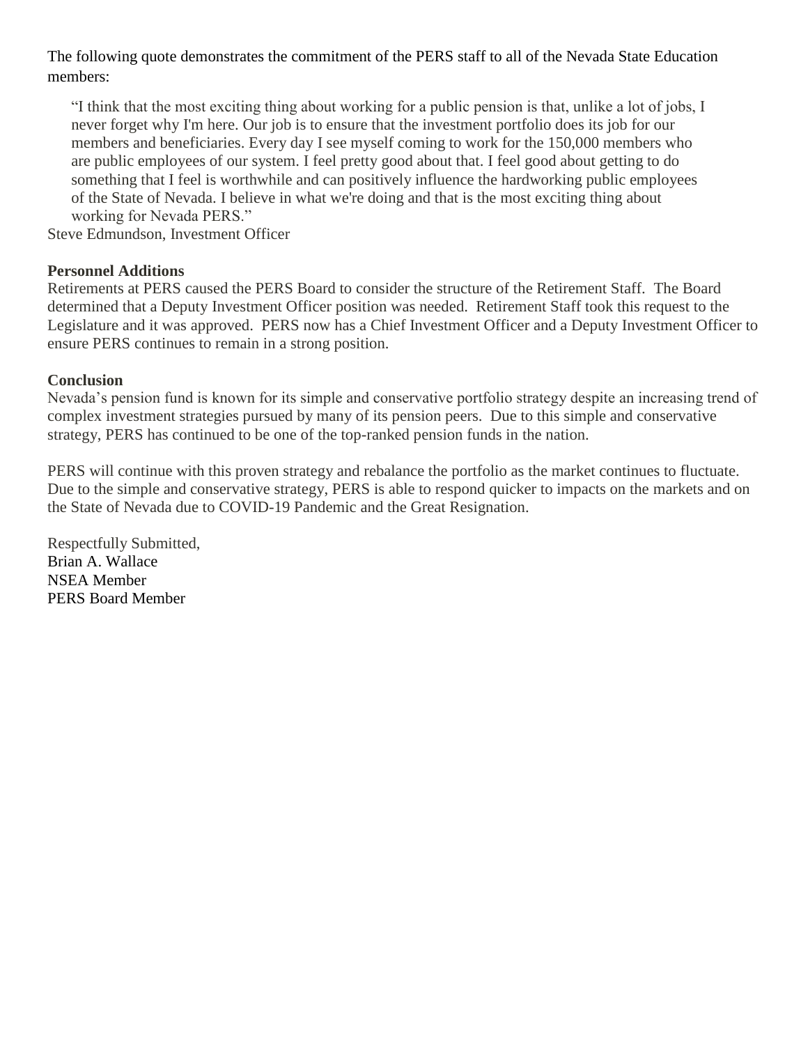The following quote demonstrates the commitment of the PERS staff to all of the Nevada State Education members:

> "I think that the most exciting thing about working for a public pension is that, unlike a lot of jobs, I never forget why I'm here. Our job is to ensure that the investment portfolio does its job for our members and beneficiaries. Every day I see myself coming to work for the 150,000 members who are public employees of our system. I feel pretty good about that. I feel good about getting to do something that I feel is worthwhile and can positively influence the hardworking public employees of the State of Nevada. I believe in what we're doing and that is the most exciting thing about working for Nevada PERS."

Steve Edmundson, Investment Officer

**Personnel Additions**

Retirements at PERS caused the PERS Board to consider the structure of the Retirement Staff. The Board determined that a Deputy Investment Officer position was needed. Retirement Staff took this request to the Legislature and it was approved. PERS now has a Chief Investment Officer and a Deputy Investment Officer to ensure PERS continues to remain in a strong position.

**Conclusion**

Nevada's pension fund is known for its simple and conservative portfolio strategy despite an increasing trend of complex investment strategies pursued by many of its pension peers. Due to this simple and conservative strategy, PERS has continued to be one of the top-ranked pension funds in the nation.

PERS will continue with this proven strategy and rebalance the portfolio as the market continues to fluctuate. Due to the simple and conservative strategy, PERS is able to respond quicker to impacts on the markets and on the State of Nevada due to COVID-19 Pandemic and the Great Resignation.

Respectfully Submitted,
Brian A. Wallace
NSEA Member
PERS Board Member